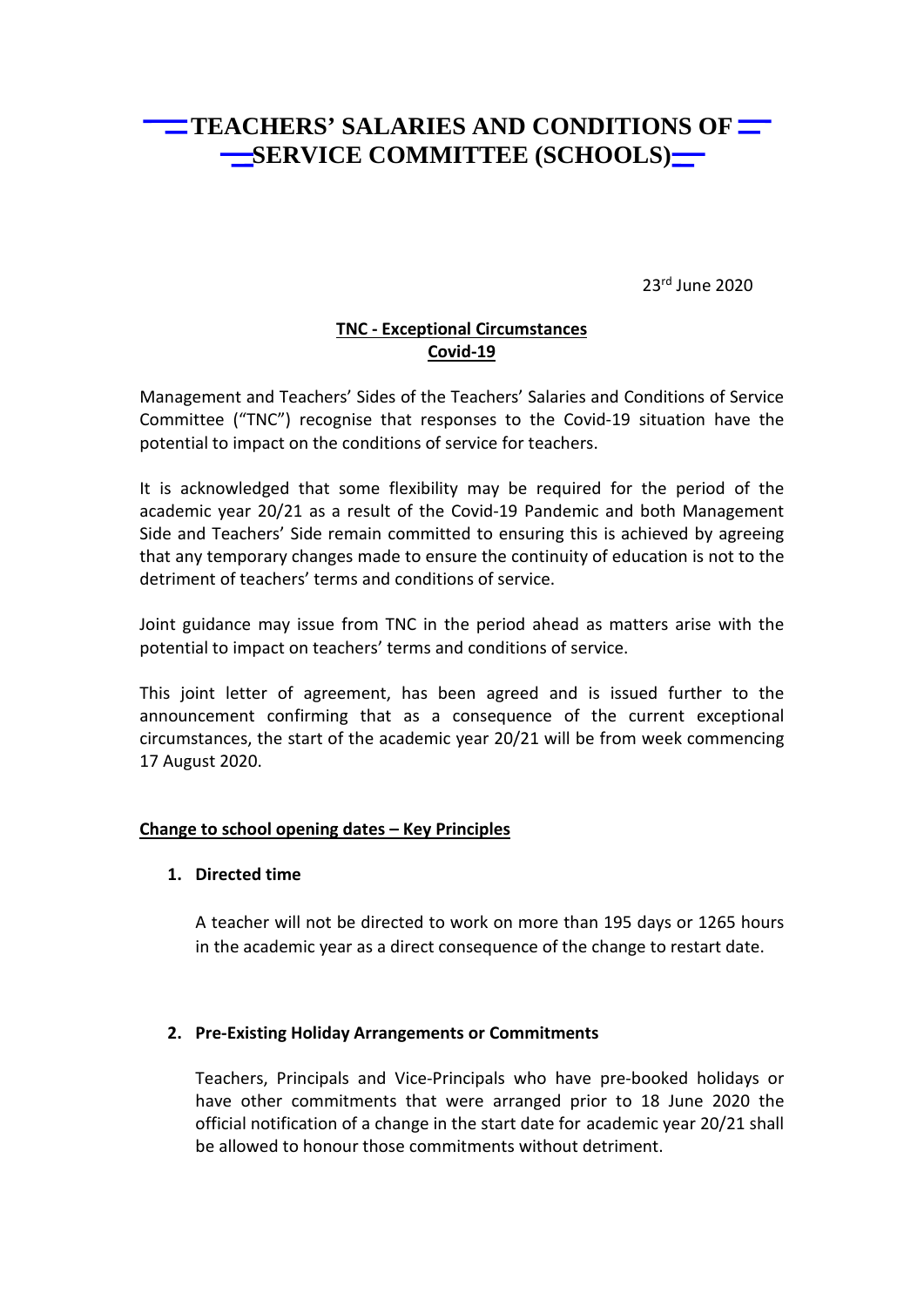# TEACHERS' SALARIES AND CONDITIONS OF SERVICE COMMITTEE (SCHOOLS)

23rd June 2020

**TNC - Exceptional Circumstances**
**Covid-19**

Management and Teachers' Sides of the Teachers' Salaries and Conditions of Service Committee ("TNC") recognise that responses to the Covid-19 situation have the potential to impact on the conditions of service for teachers.

It is acknowledged that some flexibility may be required for the period of the academic year 20/21 as a result of the Covid-19 Pandemic and both Management Side and Teachers' Side remain committed to ensuring this is achieved by agreeing that any temporary changes made to ensure the continuity of education is not to the detriment of teachers' terms and conditions of service.

Joint guidance may issue from TNC in the period ahead as matters arise with the potential to impact on teachers' terms and conditions of service.

This joint letter of agreement, has been agreed and is issued further to the announcement confirming that as a consequence of the current exceptional circumstances, the start of the academic year 20/21 will be from week commencing 17 August 2020.

## Change to school opening dates – Key Principles

1. **Directed time**

   A teacher will not be directed to work on more than 195 days or 1265 hours in the academic year as a direct consequence of the change to restart date.

2. **Pre-Existing Holiday Arrangements or Commitments**

   Teachers, Principals and Vice-Principals who have pre-booked holidays or have other commitments that were arranged prior to 18 June 2020 the official notification of a change in the start date for academic year 20/21 shall be allowed to honour those commitments without detriment.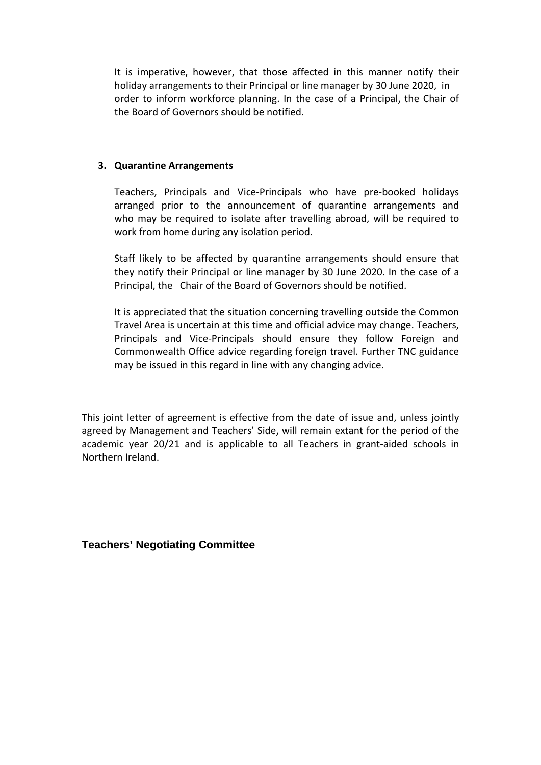It is imperative, however, that those affected in this manner notify their holiday arrangements to their Principal or line manager by 30 June 2020, in order to inform workforce planning. In the case of a Principal, the Chair of the Board of Governors should be notified.

3. **Quarantine Arrangements**

   Teachers, Principals and Vice-Principals who have pre-booked holidays arranged prior to the announcement of quarantine arrangements and who may be required to isolate after travelling abroad, will be required to work from home during any isolation period.

   Staff likely to be affected by quarantine arrangements should ensure that they notify their Principal or line manager by 30 June 2020. In the case of a Principal, the Chair of the Board of Governors should be notified.

   It is appreciated that the situation concerning travelling outside the Common Travel Area is uncertain at this time and official advice may change. Teachers, Principals and Vice-Principals should ensure they follow Foreign and Commonwealth Office advice regarding foreign travel. Further TNC guidance may be issued in this regard in line with any changing advice.

This joint letter of agreement is effective from the date of issue and, unless jointly agreed by Management and Teachers' Side, will remain extant for the period of the academic year 20/21 and is applicable to all Teachers in grant-aided schools in Northern Ireland.

**Teachers' Negotiating Committee**